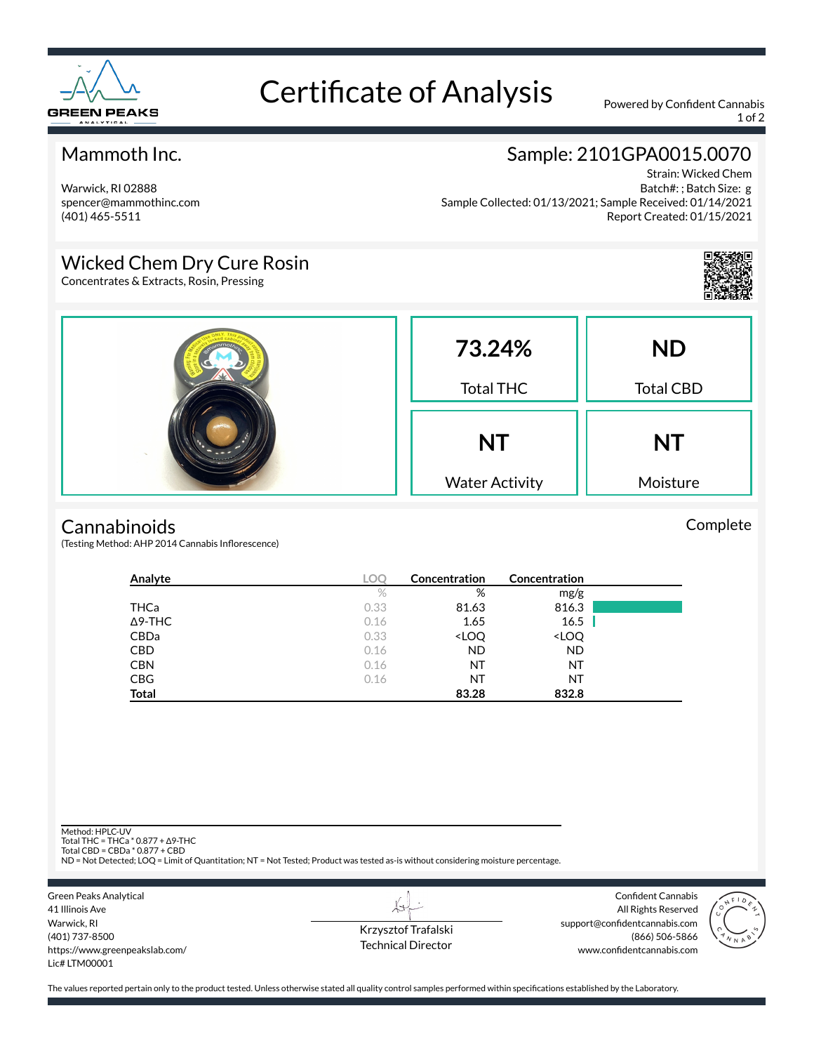# Certificate of Analysis

Powered by Confident Cannabis

## Mammoth Inc.

Warwick, RI 02888
spencer@mammothinc.com
(401) 465-5511

## Sample: 2101GPA0015.0070

Strain: Wicked Chem
Batch#: ; Batch Size: g
Sample Collected: 01/13/2021; Sample Received: 01/14/2021
Report Created: 01/15/2021

## Wicked Chem Dry Cure Rosin

Concentrates & Extracts, Rosin, Pressing

| 73.24% | ND |
|---|---|
| Total THC | Total CBD |
| **NT** | **NT** |
| Water Activity | Moisture |

## Cannabinoids

Complete

(Testing Method: AHP 2014 Cannabis Inflorescence)

| Analyte | LOQ | Concentration | Concentration |
|---|---|---|---|
| | % | % | mg/g |
| THCa | 0.33 | 81.63 | 816.3 |
| Δ9-THC | 0.16 | 1.65 | 16.5 |
| CBDa | 0.33 | <LOQ | <LOQ |
| CBD | 0.16 | ND | ND |
| CBN | 0.16 | NT | NT |
| CBG | 0.16 | NT | NT |
| **Total** | | **83.28** | **832.8** |

Method: HPLC-UV
Total THC = THCa * 0.877 + Δ9-THC
Total CBD = CBDa * 0.877 + CBD
ND = Not Detected; LOQ = Limit of Quantitation; NT = Not Tested; Product was tested as-is without considering moisture percentage.

Green Peaks Analytical
41 Illinois Ave
Warwick, RI
(401) 737-8500
https://www.greenpeakslab.com/
Lic# LTM00001

Krzysztof Trafalski
Technical Director

Confident Cannabis
All Rights Reserved
support@confidentcannabis.com
(866) 506-5866
www.confidentcannabis.com

The values reported pertain only to the product tested. Unless otherwise stated all quality control samples performed within specifications established by the Laboratory.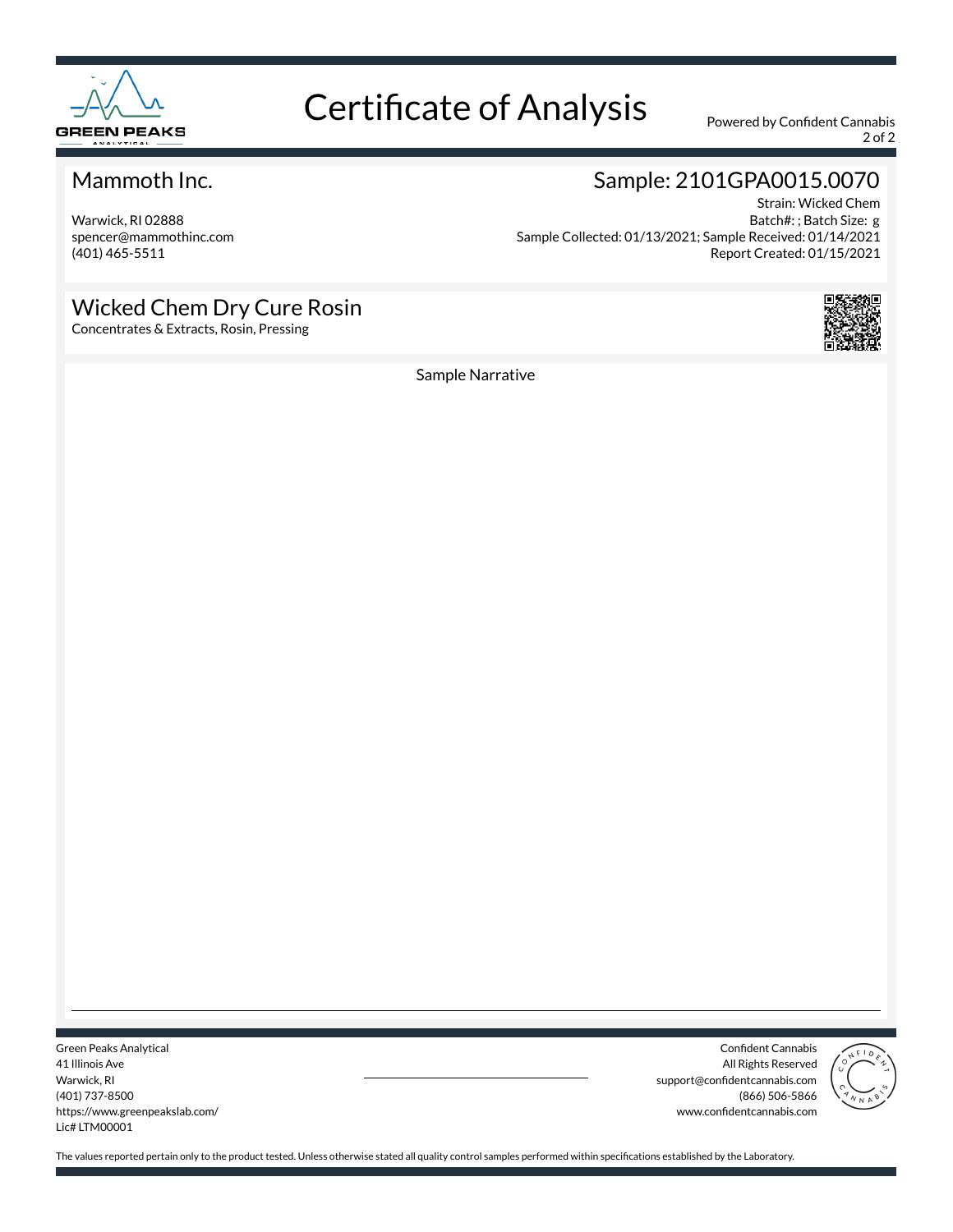# Certificate of Analysis

Powered by Confident Cannabis

## Mammoth Inc.

Warwick, RI 02888
spencer@mammothinc.com
(401) 465-5511

## Sample: 2101GPA0015.0070

Strain: Wicked Chem
Batch#: ; Batch Size: g
Sample Collected: 01/13/2021; Sample Received: 01/14/2021
Report Created: 01/15/2021

## Wicked Chem Dry Cure Rosin

Concentrates & Extracts, Rosin, Pressing

### Sample Narrative

Green Peaks Analytical
41 Illinois Ave
Warwick, RI
(401) 737-8500
https://www.greenpeakslab.com/
Lic# LTM00001

Confident Cannabis
All Rights Reserved
support@confidentcannabis.com
(866) 506-5866
www.confidentcannabis.com

The values reported pertain only to the product tested. Unless otherwise stated all quality control samples performed within specifications established by the Laboratory.